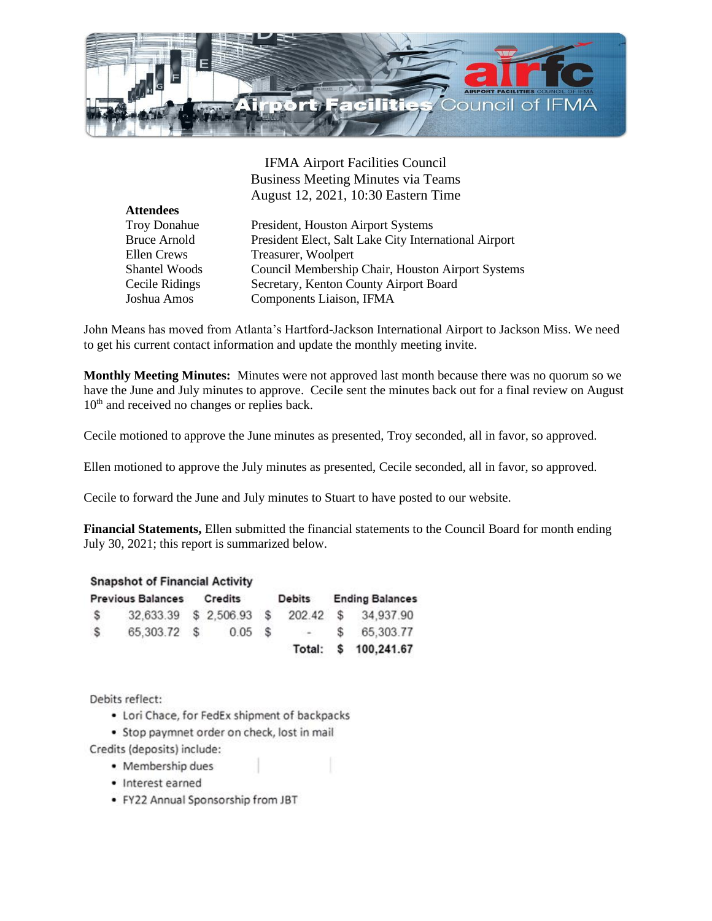IFMA Airport Facilities Council
Business Meeting Minutes via Teams
August 12, 2021, 10:30 Eastern Time

**Attendees**

| | |
|---|---|
| Troy Donahue | President, Houston Airport Systems |
| Bruce Arnold | President Elect, Salt Lake City International Airport |
| Ellen Crews | Treasurer, Woolpert |
| Shantel Woods | Council Membership Chair, Houston Airport Systems |
| Cecile Ridings | Secretary, Kenton County Airport Board |
| Joshua Amos | Components Liaison, IFMA |

John Means has moved from Atlanta's Hartford-Jackson International Airport to Jackson Miss. We need to get his current contact information and update the monthly meeting invite.

**Monthly Meeting Minutes:** Minutes were not approved last month because there was no quorum so we have the June and July minutes to approve. Cecile sent the minutes back out for a final review on August 10th and received no changes or replies back.

Cecile motioned to approve the June minutes as presented, Troy seconded, all in favor, so approved.

Ellen motioned to approve the July minutes as presented, Cecile seconded, all in favor, so approved.

Cecile to forward the June and July minutes to Stuart to have posted to our website.

**Financial Statements,** Ellen submitted the financial statements to the Council Board for month ending July 30, 2021; this report is summarized below.

**Snapshot of Financial Activity**

| Previous Balances | Credits | Debits | Ending Balances |
|---|---|---|---|
| $ 32,633.39 | $ 2,506.93 | $ 202.42 | $ 34,937.90 |
| $ 65,303.72 | $ 0.05 | $ - | $ 65,303.77 |
| | | **Total:** | **$ 100,241.67** |

Debits reflect:

- Lori Chace, for FedEx shipment of backpacks
- Stop paymnet order on check, lost in mail

Credits (deposits) include:

- Membership dues
- Interest earned
- FY22 Annual Sponsorship from JBT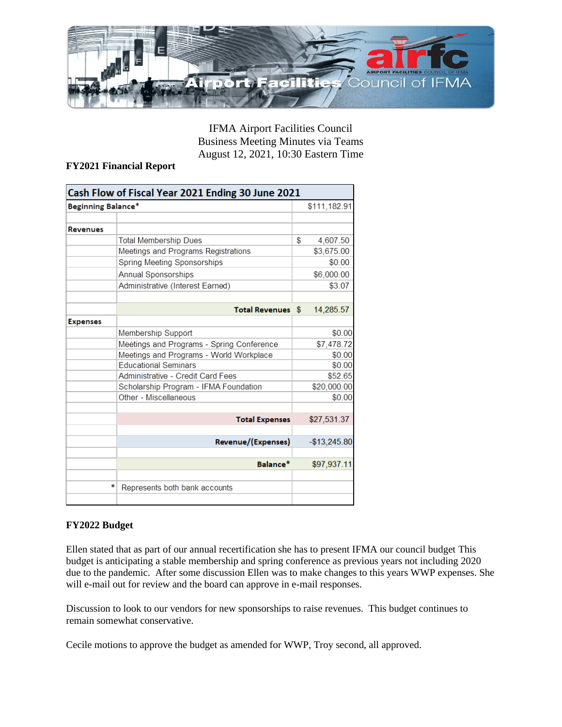IFMA Airport Facilities Council
Business Meeting Minutes via Teams
August 12, 2021, 10:30 Eastern Time

**FY2021 Financial Report**

| Cash Flow of Fiscal Year 2021 Ending 30 June 2021 | | |
|---|---|---|
| **Beginning Balance*** | | $111,182.91 |
| | | |
| **Revenues** | | |
| | Total Membership Dues | $ 4,607.50 |
| | Meetings and Programs Registrations | $3,675.00 |
| | Spring Meeting Sponsorships | $0.00 |
| | Annual Sponsorships | $6,000.00 |
| | Administrative (Interest Earned) | $3.07 |
| | | |
| | **Total Revenues** | $ 14,285.57 |
| **Expenses** | | |
| | Membership Support | $0.00 |
| | Meetings and Programs - Spring Conference | $7,478.72 |
| | Meetings and Programs - World Workplace | $0.00 |
| | Educational Seminars | $0.00 |
| | Administrative - Credit Card Fees | $52.65 |
| | Scholarship Program - IFMA Foundation | $20,000.00 |
| | Other - Miscellaneous | $0.00 |
| | | |
| | **Total Expenses** | $27,531.37 |
| | | |
| | **Revenue/(Expenses)** | -$13,245.80 |
| | | |
| | **Balance*** | $97,937.11 |
| | | |
| * | Represents both bank accounts | |

**FY2022 Budget**

Ellen stated that as part of our annual recertification she has to present IFMA our council budget This budget is anticipating a stable membership and spring conference as previous years not including 2020 due to the pandemic. After some discussion Ellen was to make changes to this years WWP expenses. She will e-mail out for review and the board can approve in e-mail responses.

Discussion to look to our vendors for new sponsorships to raise revenues. This budget continues to remain somewhat conservative.

Cecile motions to approve the budget as amended for WWP, Troy second, all approved.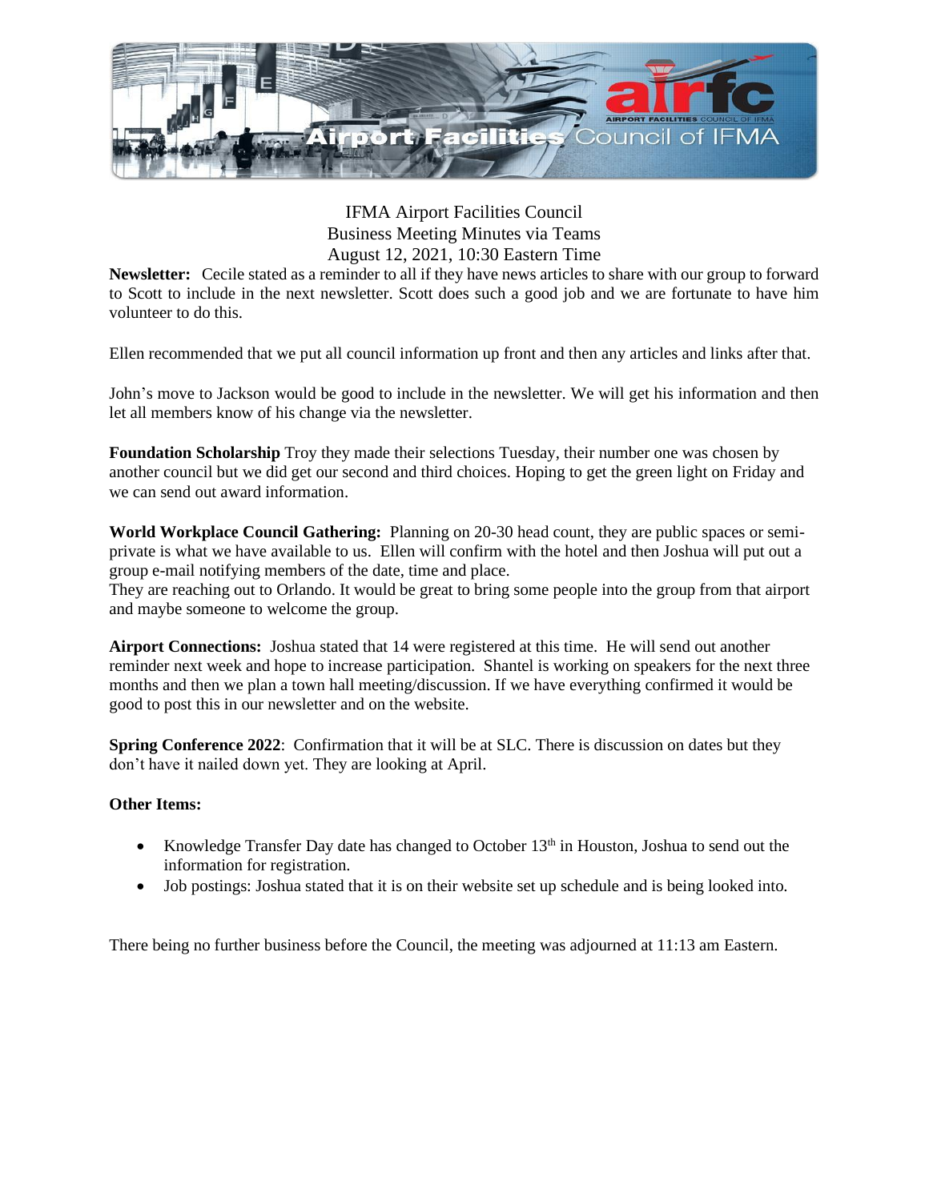IFMA Airport Facilities Council
Business Meeting Minutes via Teams
August 12, 2021, 10:30 Eastern Time

**Newsletter:** Cecile stated as a reminder to all if they have news articles to share with our group to forward to Scott to include in the next newsletter. Scott does such a good job and we are fortunate to have him volunteer to do this.

Ellen recommended that we put all council information up front and then any articles and links after that.

John's move to Jackson would be good to include in the newsletter. We will get his information and then let all members know of his change via the newsletter.

**Foundation Scholarship** Troy they made their selections Tuesday, their number one was chosen by another council but we did get our second and third choices. Hoping to get the green light on Friday and we can send out award information.

**World Workplace Council Gathering:** Planning on 20-30 head count, they are public spaces or semi-private is what we have available to us. Ellen will confirm with the hotel and then Joshua will put out a group e-mail notifying members of the date, time and place.
They are reaching out to Orlando. It would be great to bring some people into the group from that airport and maybe someone to welcome the group.

**Airport Connections:** Joshua stated that 14 were registered at this time. He will send out another reminder next week and hope to increase participation. Shantel is working on speakers for the next three months and then we plan a town hall meeting/discussion. If we have everything confirmed it would be good to post this in our newsletter and on the website.

**Spring Conference 2022**: Confirmation that it will be at SLC. There is discussion on dates but they don't have it nailed down yet. They are looking at April.

**Other Items:**

- Knowledge Transfer Day date has changed to October 13th in Houston, Joshua to send out the information for registration.
- Job postings: Joshua stated that it is on their website set up schedule and is being looked into.

There being no further business before the Council, the meeting was adjourned at 11:13 am Eastern.